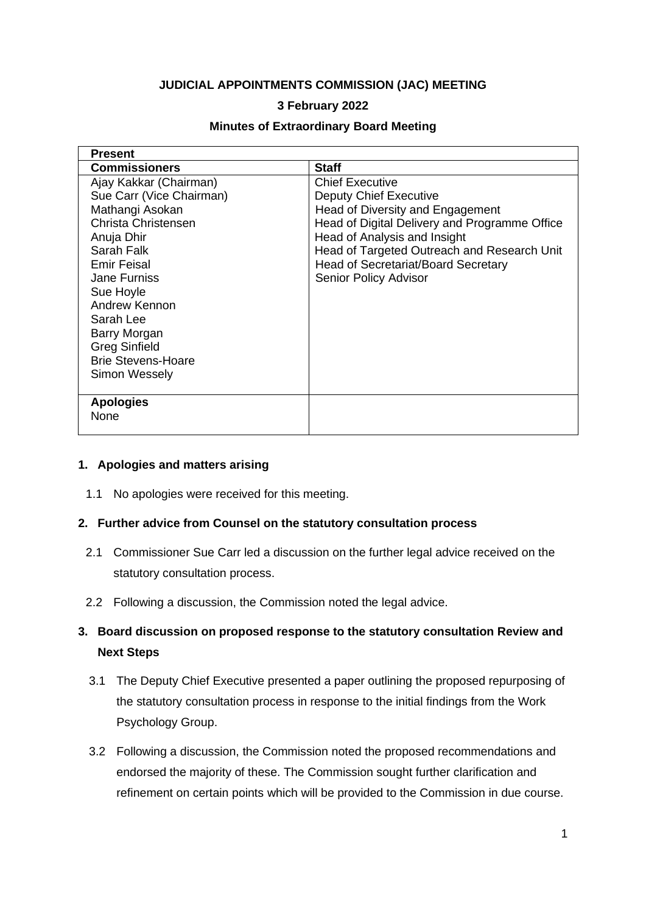**JUDICIAL APPOINTMENTS COMMISSION (JAC) MEETING**

**3 February 2022**

**Minutes of Extraordinary Board Meeting**

| **Present** | |
|---|---|
| **Commissioners** | **Staff** |
| Ajay Kakkar (Chairman)<br>Sue Carr (Vice Chairman)<br>Mathangi Asokan<br>Christa Christensen<br>Anuja Dhir<br>Sarah Falk<br>Emir Feisal<br>Jane Furniss<br>Sue Hoyle<br>Andrew Kennon<br>Sarah Lee<br>Barry Morgan<br>Greg Sinfield<br>Brie Stevens-Hoare<br>Simon Wessely | Chief Executive<br>Deputy Chief Executive<br>Head of Diversity and Engagement<br>Head of Digital Delivery and Programme Office<br>Head of Analysis and Insight<br>Head of Targeted Outreach and Research Unit<br>Head of Secretariat/Board Secretary<br>Senior Policy Advisor |
| **Apologies**<br>None | |

**1. Apologies and matters arising**

1.1 No apologies were received for this meeting.

**2. Further advice from Counsel on the statutory consultation process**

2.1 Commissioner Sue Carr led a discussion on the further legal advice received on the statutory consultation process.

2.2 Following a discussion, the Commission noted the legal advice.

**3. Board discussion on proposed response to the statutory consultation Review and Next Steps**

3.1 The Deputy Chief Executive presented a paper outlining the proposed repurposing of the statutory consultation process in response to the initial findings from the Work Psychology Group.

3.2 Following a discussion, the Commission noted the proposed recommendations and endorsed the majority of these. The Commission sought further clarification and refinement on certain points which will be provided to the Commission in due course.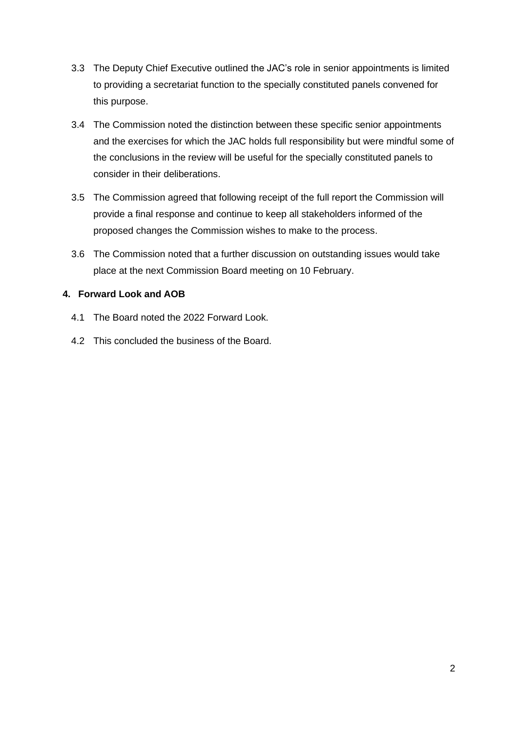3.3 The Deputy Chief Executive outlined the JAC's role in senior appointments is limited to providing a secretariat function to the specially constituted panels convened for this purpose.

3.4 The Commission noted the distinction between these specific senior appointments and the exercises for which the JAC holds full responsibility but were mindful some of the conclusions in the review will be useful for the specially constituted panels to consider in their deliberations.

3.5 The Commission agreed that following receipt of the full report the Commission will provide a final response and continue to keep all stakeholders informed of the proposed changes the Commission wishes to make to the process.

3.6 The Commission noted that a further discussion on outstanding issues would take place at the next Commission Board meeting on 10 February.

**4. Forward Look and AOB**

4.1 The Board noted the 2022 Forward Look.

4.2 This concluded the business of the Board.